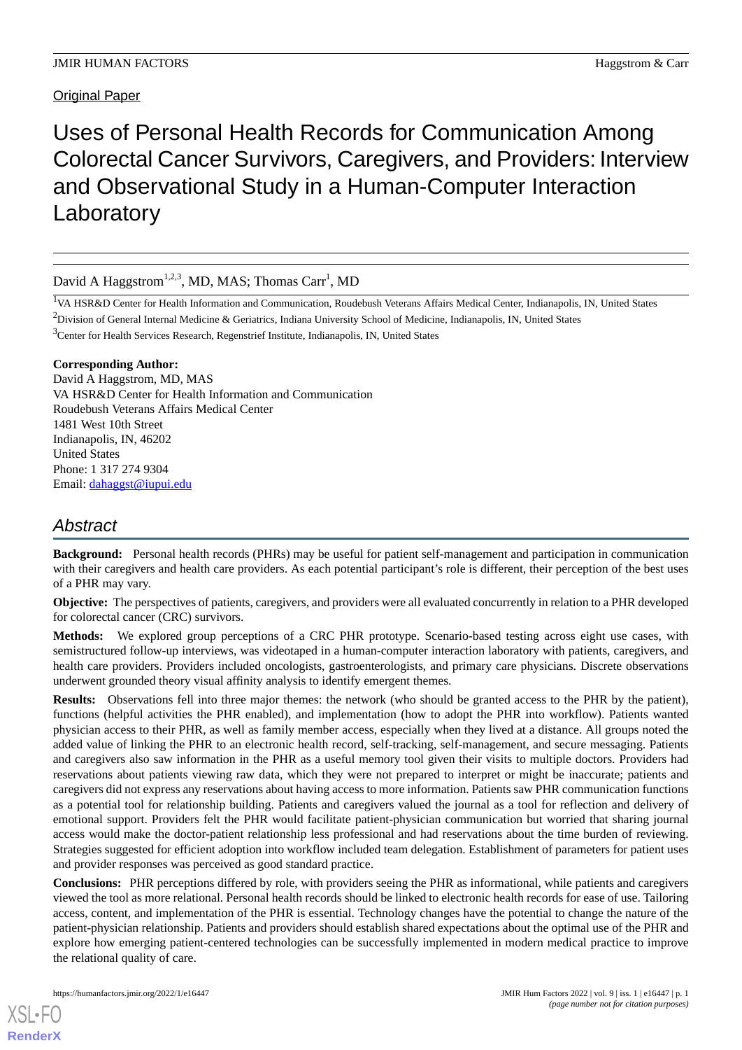Original Paper

# Uses of Personal Health Records for Communication Among Colorectal Cancer Survivors, Caregivers, and Providers: Interview and Observational Study in a Human-Computer Interaction Laboratory

David A Haggstrom[1,2,3], MD, MAS; Thomas Carr[1], MD

[1]VA HSR&D Center for Health Information and Communication, Roudebush Veterans Affairs Medical Center, Indianapolis, IN, United States

[2]Division of General Internal Medicine & Geriatrics, Indiana University School of Medicine, Indianapolis, IN, United States

[3]Center for Health Services Research, Regenstrief Institute, Indianapolis, IN, United States

**Corresponding Author:**
David A Haggstrom, MD, MAS
VA HSR&D Center for Health Information and Communication
Roudebush Veterans Affairs Medical Center
1481 West 10th Street
Indianapolis, IN, 46202
United States
Phone: 1 317 274 9304
Email: dahaggst@iupui.edu

## Abstract

**Background:** Personal health records (PHRs) may be useful for patient self-management and participation in communication with their caregivers and health care providers. As each potential participant's role is different, their perception of the best uses of a PHR may vary.

**Objective:** The perspectives of patients, caregivers, and providers were all evaluated concurrently in relation to a PHR developed for colorectal cancer (CRC) survivors.

**Methods:** We explored group perceptions of a CRC PHR prototype. Scenario-based testing across eight use cases, with semistructured follow-up interviews, was videotaped in a human-computer interaction laboratory with patients, caregivers, and health care providers. Providers included oncologists, gastroenterologists, and primary care physicians. Discrete observations underwent grounded theory visual affinity analysis to identify emergent themes.

**Results:** Observations fell into three major themes: the network (who should be granted access to the PHR by the patient), functions (helpful activities the PHR enabled), and implementation (how to adopt the PHR into workflow). Patients wanted physician access to their PHR, as well as family member access, especially when they lived at a distance. All groups noted the added value of linking the PHR to an electronic health record, self-tracking, self-management, and secure messaging. Patients and caregivers also saw information in the PHR as a useful memory tool given their visits to multiple doctors. Providers had reservations about patients viewing raw data, which they were not prepared to interpret or might be inaccurate; patients and caregivers did not express any reservations about having access to more information. Patients saw PHR communication functions as a potential tool for relationship building. Patients and caregivers valued the journal as a tool for reflection and delivery of emotional support. Providers felt the PHR would facilitate patient-physician communication but worried that sharing journal access would make the doctor-patient relationship less professional and had reservations about the time burden of reviewing. Strategies suggested for efficient adoption into workflow included team delegation. Establishment of parameters for patient uses and provider responses was perceived as good standard practice.

**Conclusions:** PHR perceptions differed by role, with providers seeing the PHR as informational, while patients and caregivers viewed the tool as more relational. Personal health records should be linked to electronic health records for ease of use. Tailoring access, content, and implementation of the PHR is essential. Technology changes have the potential to change the nature of the patient-physician relationship. Patients and providers should establish shared expectations about the optimal use of the PHR and explore how emerging patient-centered technologies can be successfully implemented in modern medical practice to improve the relational quality of care.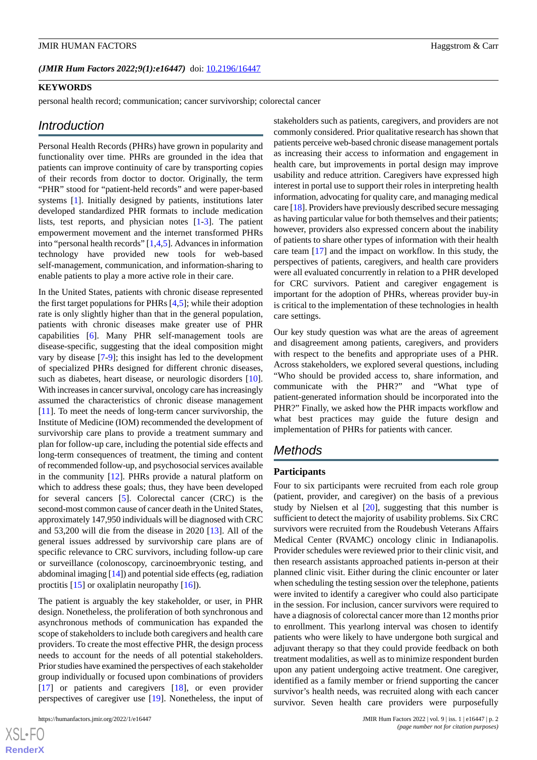(*JMIR Hum Factors 2022;9(1):e16447*) doi: 10.2196/16447

**KEYWORDS**

personal health record; communication; cancer survivorship; colorectal cancer

## Introduction

Personal Health Records (PHRs) have grown in popularity and functionality over time. PHRs are grounded in the idea that patients can improve continuity of care by transporting copies of their records from doctor to doctor. Originally, the term "PHR" stood for "patient-held records" and were paper-based systems [1]. Initially designed by patients, institutions later developed standardized PHR formats to include medication lists, test reports, and physician notes [1-3]. The patient empowerment movement and the internet transformed PHRs into "personal health records" [1,4,5]. Advances in information technology have provided new tools for web-based self-management, communication, and information-sharing to enable patients to play a more active role in their care.

In the United States, patients with chronic disease represented the first target populations for PHRs [4,5]; while their adoption rate is only slightly higher than that in the general population, patients with chronic diseases make greater use of PHR capabilities [6]. Many PHR self-management tools are disease-specific, suggesting that the ideal composition might vary by disease [7-9]; this insight has led to the development of specialized PHRs designed for different chronic diseases, such as diabetes, heart disease, or neurologic disorders [10]. With increases in cancer survival, oncology care has increasingly assumed the characteristics of chronic disease management [11]. To meet the needs of long-term cancer survivorship, the Institute of Medicine (IOM) recommended the development of survivorship care plans to provide a treatment summary and plan for follow-up care, including the potential side effects and long-term consequences of treatment, the timing and content of recommended follow-up, and psychosocial services available in the community [12]. PHRs provide a natural platform on which to address these goals; thus, they have been developed for several cancers [5]. Colorectal cancer (CRC) is the second-most common cause of cancer death in the United States, approximately 147,950 individuals will be diagnosed with CRC and 53,200 will die from the disease in 2020 [13]. All of the general issues addressed by survivorship care plans are of specific relevance to CRC survivors, including follow-up care or surveillance (colonoscopy, carcinoembryonic testing, and abdominal imaging [14]) and potential side effects (eg, radiation proctitis [15] or oxaliplatin neuropathy [16]).

The patient is arguably the key stakeholder, or user, in PHR design. Nonetheless, the proliferation of both synchronous and asynchronous methods of communication has expanded the scope of stakeholders to include both caregivers and health care providers. To create the most effective PHR, the design process needs to account for the needs of all potential stakeholders. Prior studies have examined the perspectives of each stakeholder group individually or focused upon combinations of providers [17] or patients and caregivers [18], or even provider perspectives of caregiver use [19]. Nonetheless, the input of stakeholders such as patients, caregivers, and providers are not commonly considered. Prior qualitative research has shown that patients perceive web-based chronic disease management portals as increasing their access to information and engagement in health care, but improvements in portal design may improve usability and reduce attrition. Caregivers have expressed high interest in portal use to support their roles in interpreting health information, advocating for quality care, and managing medical care [18]. Providers have previously described secure messaging as having particular value for both themselves and their patients; however, providers also expressed concern about the inability of patients to share other types of information with their health care team [17] and the impact on workflow. In this study, the perspectives of patients, caregivers, and health care providers were all evaluated concurrently in relation to a PHR developed for CRC survivors. Patient and caregiver engagement is important for the adoption of PHRs, whereas provider buy-in is critical to the implementation of these technologies in health care settings.

Our key study question was what are the areas of agreement and disagreement among patients, caregivers, and providers with respect to the benefits and appropriate uses of a PHR. Across stakeholders, we explored several questions, including "Who should be provided access to, share information, and communicate with the PHR?" and "What type of patient-generated information should be incorporated into the PHR?" Finally, we asked how the PHR impacts workflow and what best practices may guide the future design and implementation of PHRs for patients with cancer.

## Methods

### Participants

Four to six participants were recruited from each role group (patient, provider, and caregiver) on the basis of a previous study by Nielsen et al [20], suggesting that this number is sufficient to detect the majority of usability problems. Six CRC survivors were recruited from the Roudebush Veterans Affairs Medical Center (RVAMC) oncology clinic in Indianapolis. Provider schedules were reviewed prior to their clinic visit, and then research assistants approached patients in-person at their planned clinic visit. Either during the clinic encounter or later when scheduling the testing session over the telephone, patients were invited to identify a caregiver who could also participate in the session. For inclusion, cancer survivors were required to have a diagnosis of colorectal cancer more than 12 months prior to enrollment. This yearlong interval was chosen to identify patients who were likely to have undergone both surgical and adjuvant therapy so that they could provide feedback on both treatment modalities, as well as to minimize respondent burden upon any patient undergoing active treatment. One caregiver, identified as a family member or friend supporting the cancer survivor's health needs, was recruited along with each cancer survivor. Seven health care providers were purposefully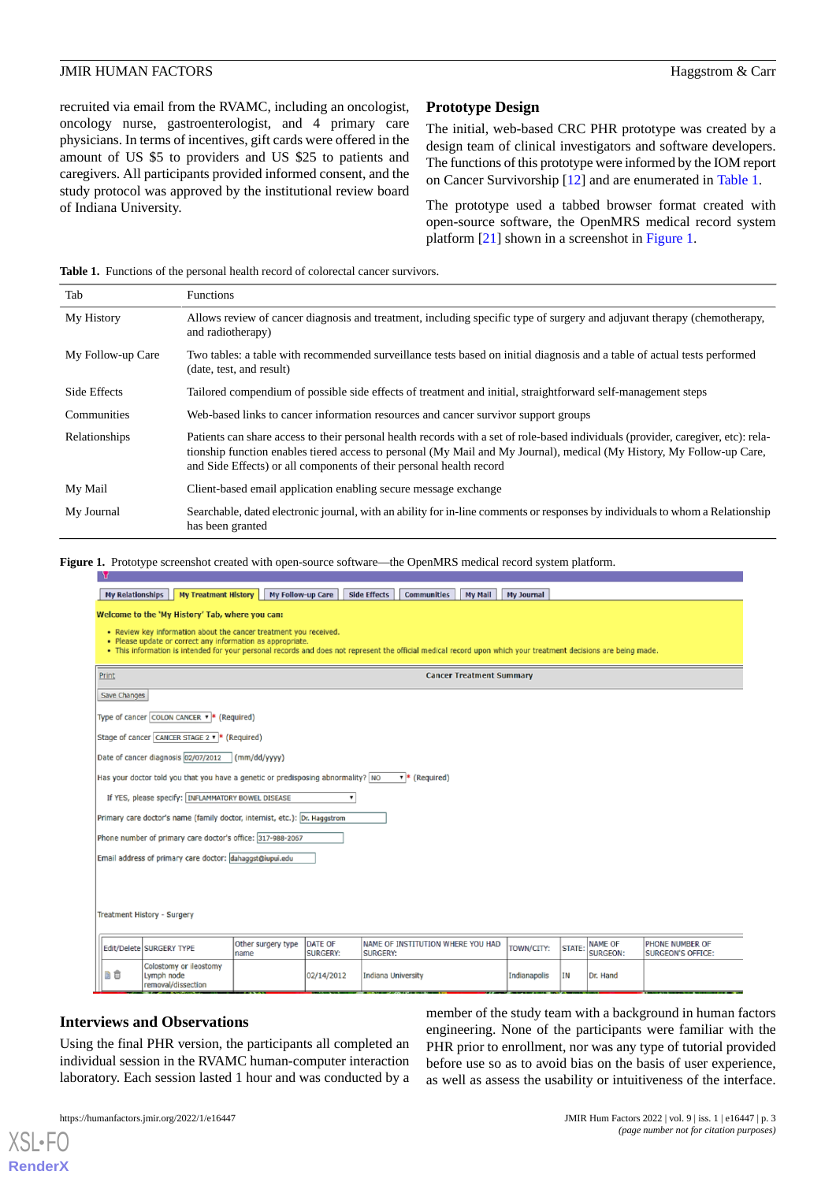recruited via email from the RVAMC, including an oncologist, oncology nurse, gastroenterologist, and 4 primary care physicians. In terms of incentives, gift cards were offered in the amount of US $5 to providers and US $25 to patients and caregivers. All participants provided informed consent, and the study protocol was approved by the institutional review board of Indiana University.

## Prototype Design

The initial, web-based CRC PHR prototype was created by a design team of clinical investigators and software developers. The functions of this prototype were informed by the IOM report on Cancer Survivorship [12] and are enumerated in Table 1.

The prototype used a tabbed browser format created with open-source software, the OpenMRS medical record system platform [21] shown in a screenshot in Figure 1.

**Table 1.** Functions of the personal health record of colorectal cancer survivors.

| Tab | Functions |
|---|---|
| My History | Allows review of cancer diagnosis and treatment, including specific type of surgery and adjuvant therapy (chemotherapy, and radiotherapy) |
| My Follow-up Care | Two tables: a table with recommended surveillance tests based on initial diagnosis and a table of actual tests performed (date, test, and result) |
| Side Effects | Tailored compendium of possible side effects of treatment and initial, straightforward self-management steps |
| Communities | Web-based links to cancer information resources and cancer survivor support groups |
| Relationships | Patients can share access to their personal health records with a set of role-based individuals (provider, caregiver, etc): relationship function enables tiered access to personal (My Mail and My Journal), medical (My History, My Follow-up Care, and Side Effects) or all components of their personal health record |
| My Mail | Client-based email application enabling secure message exchange |
| My Journal | Searchable, dated electronic journal, with an ability for in-line comments or responses by individuals to whom a Relationship has been granted |

**Figure 1.** Prototype screenshot created with open-source software—the OpenMRS medical record system platform.

## Interviews and Observations

Using the final PHR version, the participants all completed an individual session in the RVAMC human-computer interaction laboratory. Each session lasted 1 hour and was conducted by a member of the study team with a background in human factors engineering. None of the participants were familiar with the PHR prior to enrollment, nor was any type of tutorial provided before use so as to avoid bias on the basis of user experience, as well as assess the usability or intuitiveness of the interface.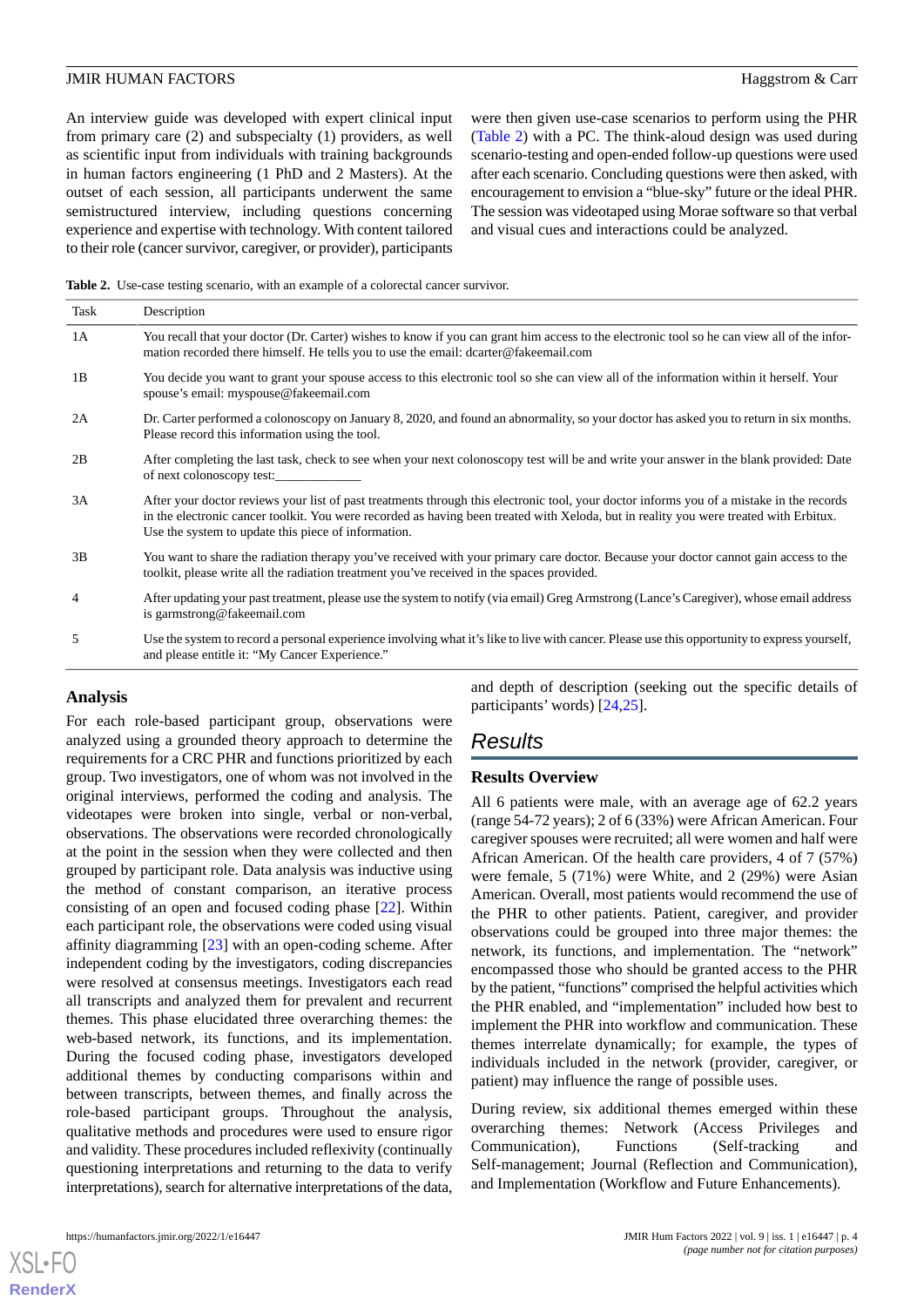An interview guide was developed with expert clinical input from primary care (2) and subspecialty (1) providers, as well as scientific input from individuals with training backgrounds in human factors engineering (1 PhD and 2 Masters). At the outset of each session, all participants underwent the same semistructured interview, including questions concerning experience and expertise with technology. With content tailored to their role (cancer survivor, caregiver, or provider), participants were then given use-case scenarios to perform using the PHR (Table 2) with a PC. The think-aloud design was used during scenario-testing and open-ended follow-up questions were used after each scenario. Concluding questions were then asked, with encouragement to envision a "blue-sky" future or the ideal PHR. The session was videotaped using Morae software so that verbal and visual cues and interactions could be analyzed.

**Table 2.** Use-case testing scenario, with an example of a colorectal cancer survivor.

| Task | Description |
| --- | --- |
| 1A | You recall that your doctor (Dr. Carter) wishes to know if you can grant him access to the electronic tool so he can view all of the information recorded there himself. He tells you to use the email: dcarter@fakeemail.com |
| 1B | You decide you want to grant your spouse access to this electronic tool so she can view all of the information within it herself. Your spouse's email: myspouse@fakeemail.com |
| 2A | Dr. Carter performed a colonoscopy on January 8, 2020, and found an abnormality, so your doctor has asked you to return in six months. Please record this information using the tool. |
| 2B | After completing the last task, check to see when your next colonoscopy test will be and write your answer in the blank provided: Date of next colonoscopy test:____________ |
| 3A | After your doctor reviews your list of past treatments through this electronic tool, your doctor informs you of a mistake in the records in the electronic cancer toolkit. You were recorded as having been treated with Xeloda, but in reality you were treated with Erbitux. Use the system to update this piece of information. |
| 3B | You want to share the radiation therapy you've received with your primary care doctor. Because your doctor cannot gain access to the toolkit, please write all the radiation treatment you've received in the spaces provided. |
| 4 | After updating your past treatment, please use the system to notify (via email) Greg Armstrong (Lance's Caregiver), whose email address is garmstrong@fakeemail.com |
| 5 | Use the system to record a personal experience involving what it's like to live with cancer. Please use this opportunity to express yourself, and please entitle it: "My Cancer Experience." |

### Analysis

For each role-based participant group, observations were analyzed using a grounded theory approach to determine the requirements for a CRC PHR and functions prioritized by each group. Two investigators, one of whom was not involved in the original interviews, performed the coding and analysis. The videotapes were broken into single, verbal or non-verbal, observations. The observations were recorded chronologically at the point in the session when they were collected and then grouped by participant role. Data analysis was inductive using the method of constant comparison, an iterative process consisting of an open and focused coding phase [22]. Within each participant role, the observations were coded using visual affinity diagramming [23] with an open-coding scheme. After independent coding by the investigators, coding discrepancies were resolved at consensus meetings. Investigators each read all transcripts and analyzed them for prevalent and recurrent themes. This phase elucidated three overarching themes: the web-based network, its functions, and its implementation. During the focused coding phase, investigators developed additional themes by conducting comparisons within and between transcripts, between themes, and finally across the role-based participant groups. Throughout the analysis, qualitative methods and procedures were used to ensure rigor and validity. These procedures included reflexivity (continually questioning interpretations and returning to the data to verify interpretations), search for alternative interpretations of the data, and depth of description (seeking out the specific details of participants' words) [24,25].

## Results

### Results Overview

All 6 patients were male, with an average age of 62.2 years (range 54-72 years); 2 of 6 (33%) were African American. Four caregiver spouses were recruited; all were women and half were African American. Of the health care providers, 4 of 7 (57%) were female, 5 (71%) were White, and 2 (29%) were Asian American. Overall, most patients would recommend the use of the PHR to other patients. Patient, caregiver, and provider observations could be grouped into three major themes: the network, its functions, and implementation. The "network" encompassed those who should be granted access to the PHR by the patient, "functions" comprised the helpful activities which the PHR enabled, and "implementation" included how best to implement the PHR into workflow and communication. These themes interrelate dynamically; for example, the types of individuals included in the network (provider, caregiver, or patient) may influence the range of possible uses.

During review, six additional themes emerged within these overarching themes: Network (Access Privileges and Communication), Functions (Self-tracking and Self-management; Journal (Reflection and Communication), and Implementation (Workflow and Future Enhancements).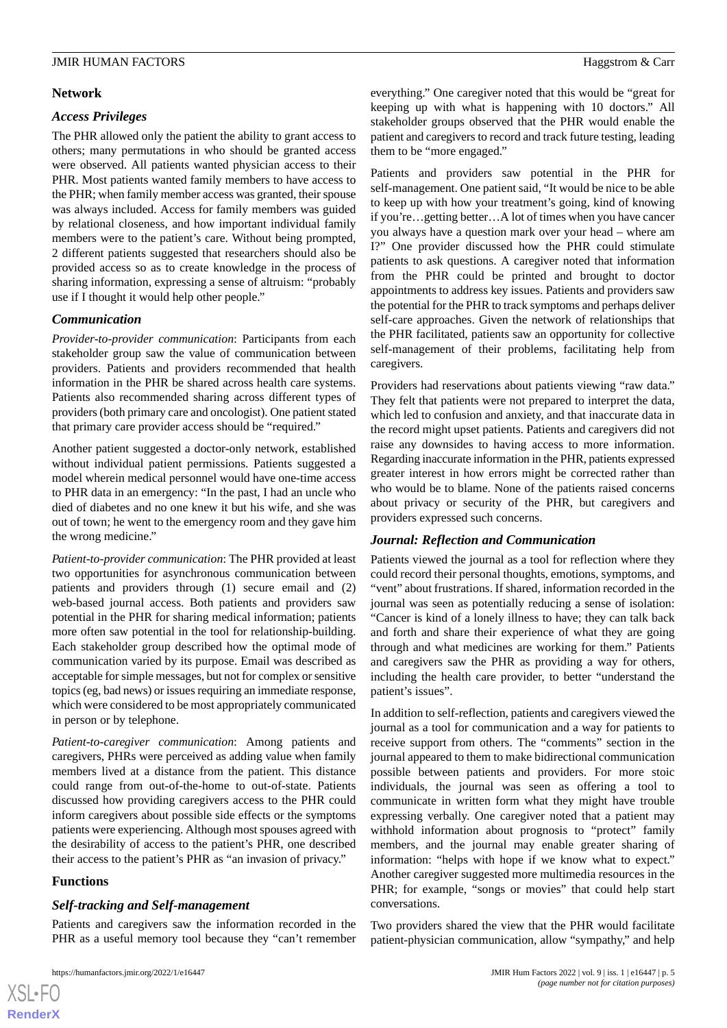## Network

### Access Privileges

The PHR allowed only the patient the ability to grant access to others; many permutations in who should be granted access were observed. All patients wanted physician access to their PHR. Most patients wanted family members to have access to the PHR; when family member access was granted, their spouse was always included. Access for family members was guided by relational closeness, and how important individual family members were to the patient's care. Without being prompted, 2 different patients suggested that researchers should also be provided access so as to create knowledge in the process of sharing information, expressing a sense of altruism: "probably use if I thought it would help other people."

### Communication

*Provider-to-provider communication*: Participants from each stakeholder group saw the value of communication between providers. Patients and providers recommended that health information in the PHR be shared across health care systems. Patients also recommended sharing across different types of providers (both primary care and oncologist). One patient stated that primary care provider access should be "required."

Another patient suggested a doctor-only network, established without individual patient permissions. Patients suggested a model wherein medical personnel would have one-time access to PHR data in an emergency: "In the past, I had an uncle who died of diabetes and no one knew it but his wife, and she was out of town; he went to the emergency room and they gave him the wrong medicine."

*Patient-to-provider communication*: The PHR provided at least two opportunities for asynchronous communication between patients and providers through (1) secure email and (2) web-based journal access. Both patients and providers saw potential in the PHR for sharing medical information; patients more often saw potential in the tool for relationship-building. Each stakeholder group described how the optimal mode of communication varied by its purpose. Email was described as acceptable for simple messages, but not for complex or sensitive topics (eg, bad news) or issues requiring an immediate response, which were considered to be most appropriately communicated in person or by telephone.

*Patient-to-caregiver communication*: Among patients and caregivers, PHRs were perceived as adding value when family members lived at a distance from the patient. This distance could range from out-of-the-home to out-of-state. Patients discussed how providing caregivers access to the PHR could inform caregivers about possible side effects or the symptoms patients were experiencing. Although most spouses agreed with the desirability of access to the patient's PHR, one described their access to the patient's PHR as "an invasion of privacy."

## Functions

### Self-tracking and Self-management

Patients and caregivers saw the information recorded in the PHR as a useful memory tool because they "can't remember everything." One caregiver noted that this would be "great for keeping up with what is happening with 10 doctors." All stakeholder groups observed that the PHR would enable the patient and caregivers to record and track future testing, leading them to be "more engaged."

Patients and providers saw potential in the PHR for self-management. One patient said, "It would be nice to be able to keep up with how your treatment's going, kind of knowing if you're…getting better…A lot of times when you have cancer you always have a question mark over your head – where am I?" One provider discussed how the PHR could stimulate patients to ask questions. A caregiver noted that information from the PHR could be printed and brought to doctor appointments to address key issues. Patients and providers saw the potential for the PHR to track symptoms and perhaps deliver self-care approaches. Given the network of relationships that the PHR facilitated, patients saw an opportunity for collective self-management of their problems, facilitating help from caregivers.

Providers had reservations about patients viewing "raw data." They felt that patients were not prepared to interpret the data, which led to confusion and anxiety, and that inaccurate data in the record might upset patients. Patients and caregivers did not raise any downsides to having access to more information. Regarding inaccurate information in the PHR, patients expressed greater interest in how errors might be corrected rather than who would be to blame. None of the patients raised concerns about privacy or security of the PHR, but caregivers and providers expressed such concerns.

### Journal: Reflection and Communication

Patients viewed the journal as a tool for reflection where they could record their personal thoughts, emotions, symptoms, and "vent" about frustrations. If shared, information recorded in the journal was seen as potentially reducing a sense of isolation: "Cancer is kind of a lonely illness to have; they can talk back and forth and share their experience of what they are going through and what medicines are working for them." Patients and caregivers saw the PHR as providing a way for others, including the health care provider, to better "understand the patient's issues".

In addition to self-reflection, patients and caregivers viewed the journal as a tool for communication and a way for patients to receive support from others. The "comments" section in the journal appeared to them to make bidirectional communication possible between patients and providers. For more stoic individuals, the journal was seen as offering a tool to communicate in written form what they might have trouble expressing verbally. One caregiver noted that a patient may withhold information about prognosis to "protect" family members, and the journal may enable greater sharing of information: "helps with hope if we know what to expect." Another caregiver suggested more multimedia resources in the PHR; for example, "songs or movies" that could help start conversations.

Two providers shared the view that the PHR would facilitate patient-physician communication, allow "sympathy," and help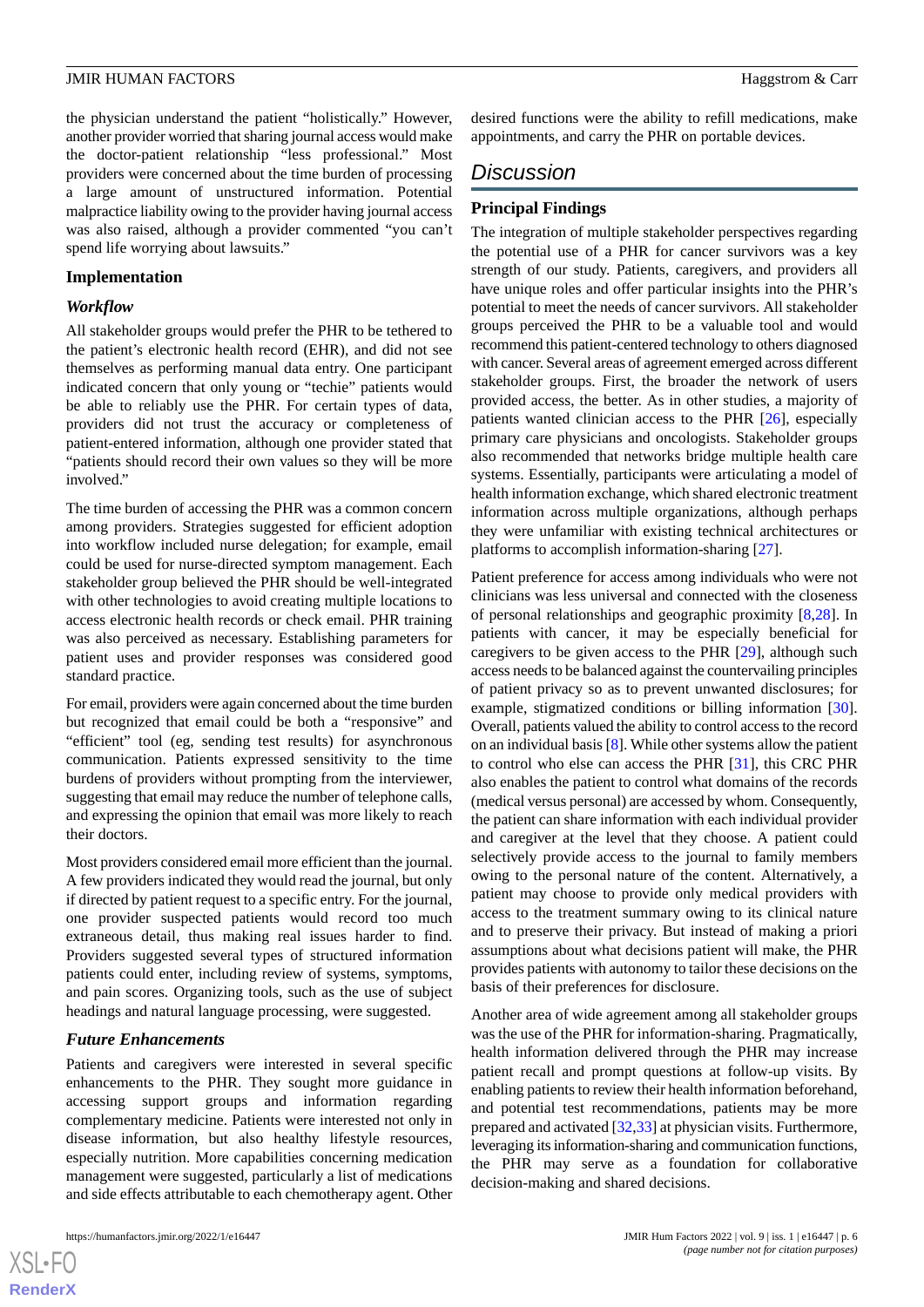the physician understand the patient "holistically." However, another provider worried that sharing journal access would make the doctor-patient relationship "less professional." Most providers were concerned about the time burden of processing a large amount of unstructured information. Potential malpractice liability owing to the provider having journal access was also raised, although a provider commented "you can't spend life worrying about lawsuits."

### Implementation

#### *Workflow*

All stakeholder groups would prefer the PHR to be tethered to the patient's electronic health record (EHR), and did not see themselves as performing manual data entry. One participant indicated concern that only young or "techie" patients would be able to reliably use the PHR. For certain types of data, providers did not trust the accuracy or completeness of patient-entered information, although one provider stated that "patients should record their own values so they will be more involved."

The time burden of accessing the PHR was a common concern among providers. Strategies suggested for efficient adoption into workflow included nurse delegation; for example, email could be used for nurse-directed symptom management. Each stakeholder group believed the PHR should be well-integrated with other technologies to avoid creating multiple locations to access electronic health records or check email. PHR training was also perceived as necessary. Establishing parameters for patient uses and provider responses was considered good standard practice.

For email, providers were again concerned about the time burden but recognized that email could be both a "responsive" and "efficient" tool (eg, sending test results) for asynchronous communication. Patients expressed sensitivity to the time burdens of providers without prompting from the interviewer, suggesting that email may reduce the number of telephone calls, and expressing the opinion that email was more likely to reach their doctors.

Most providers considered email more efficient than the journal. A few providers indicated they would read the journal, but only if directed by patient request to a specific entry. For the journal, one provider suspected patients would record too much extraneous detail, thus making real issues harder to find. Providers suggested several types of structured information patients could enter, including review of systems, symptoms, and pain scores. Organizing tools, such as the use of subject headings and natural language processing, were suggested.

#### *Future Enhancements*

Patients and caregivers were interested in several specific enhancements to the PHR. They sought more guidance in accessing support groups and information regarding complementary medicine. Patients were interested not only in disease information, but also healthy lifestyle resources, especially nutrition. More capabilities concerning medication management were suggested, particularly a list of medications and side effects attributable to each chemotherapy agent. Other desired functions were the ability to refill medications, make appointments, and carry the PHR on portable devices.

## Discussion

### Principal Findings

The integration of multiple stakeholder perspectives regarding the potential use of a PHR for cancer survivors was a key strength of our study. Patients, caregivers, and providers all have unique roles and offer particular insights into the PHR's potential to meet the needs of cancer survivors. All stakeholder groups perceived the PHR to be a valuable tool and would recommend this patient-centered technology to others diagnosed with cancer. Several areas of agreement emerged across different stakeholder groups. First, the broader the network of users provided access, the better. As in other studies, a majority of patients wanted clinician access to the PHR [26], especially primary care physicians and oncologists. Stakeholder groups also recommended that networks bridge multiple health care systems. Essentially, participants were articulating a model of health information exchange, which shared electronic treatment information across multiple organizations, although perhaps they were unfamiliar with existing technical architectures or platforms to accomplish information-sharing [27].

Patient preference for access among individuals who were not clinicians was less universal and connected with the closeness of personal relationships and geographic proximity [8,28]. In patients with cancer, it may be especially beneficial for caregivers to be given access to the PHR [29], although such access needs to be balanced against the countervailing principles of patient privacy so as to prevent unwanted disclosures; for example, stigmatized conditions or billing information [30]. Overall, patients valued the ability to control access to the record on an individual basis [8]. While other systems allow the patient to control who else can access the PHR [31], this CRC PHR also enables the patient to control what domains of the records (medical versus personal) are accessed by whom. Consequently, the patient can share information with each individual provider and caregiver at the level that they choose. A patient could selectively provide access to the journal to family members owing to the personal nature of the content. Alternatively, a patient may choose to provide only medical providers with access to the treatment summary owing to its clinical nature and to preserve their privacy. But instead of making a priori assumptions about what decisions patient will make, the PHR provides patients with autonomy to tailor these decisions on the basis of their preferences for disclosure.

Another area of wide agreement among all stakeholder groups was the use of the PHR for information-sharing. Pragmatically, health information delivered through the PHR may increase patient recall and prompt questions at follow-up visits. By enabling patients to review their health information beforehand, and potential test recommendations, patients may be more prepared and activated [32,33] at physician visits. Furthermore, leveraging its information-sharing and communication functions, the PHR may serve as a foundation for collaborative decision-making and shared decisions.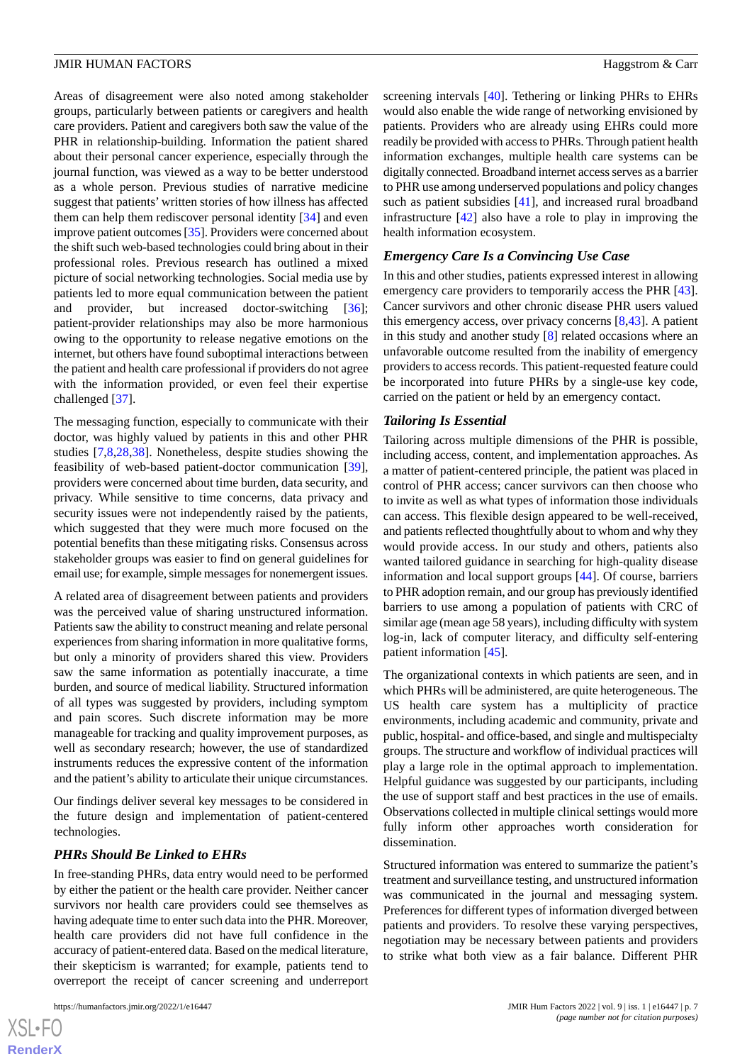Areas of disagreement were also noted among stakeholder groups, particularly between patients or caregivers and health care providers. Patient and caregivers both saw the value of the PHR in relationship-building. Information the patient shared about their personal cancer experience, especially through the journal function, was viewed as a way to be better understood as a whole person. Previous studies of narrative medicine suggest that patients' written stories of how illness has affected them can help them rediscover personal identity [34] and even improve patient outcomes [35]. Providers were concerned about the shift such web-based technologies could bring about in their professional roles. Previous research has outlined a mixed picture of social networking technologies. Social media use by patients led to more equal communication between the patient and provider, but increased doctor-switching [36]; patient-provider relationships may also be more harmonious owing to the opportunity to release negative emotions on the internet, but others have found suboptimal interactions between the patient and health care professional if providers do not agree with the information provided, or even feel their expertise challenged [37].

The messaging function, especially to communicate with their doctor, was highly valued by patients in this and other PHR studies [7,8,28,38]. Nonetheless, despite studies showing the feasibility of web-based patient-doctor communication [39], providers were concerned about time burden, data security, and privacy. While sensitive to time concerns, data privacy and security issues were not independently raised by the patients, which suggested that they were much more focused on the potential benefits than these mitigating risks. Consensus across stakeholder groups was easier to find on general guidelines for email use; for example, simple messages for nonemergent issues.

A related area of disagreement between patients and providers was the perceived value of sharing unstructured information. Patients saw the ability to construct meaning and relate personal experiences from sharing information in more qualitative forms, but only a minority of providers shared this view. Providers saw the same information as potentially inaccurate, a time burden, and source of medical liability. Structured information of all types was suggested by providers, including symptom and pain scores. Such discrete information may be more manageable for tracking and quality improvement purposes, as well as secondary research; however, the use of standardized instruments reduces the expressive content of the information and the patient's ability to articulate their unique circumstances.

Our findings deliver several key messages to be considered in the future design and implementation of patient-centered technologies.

### *PHRs Should Be Linked to EHRs*

In free-standing PHRs, data entry would need to be performed by either the patient or the health care provider. Neither cancer survivors nor health care providers could see themselves as having adequate time to enter such data into the PHR. Moreover, health care providers did not have full confidence in the accuracy of patient-entered data. Based on the medical literature, their skepticism is warranted; for example, patients tend to overreport the receipt of cancer screening and underreport screening intervals [40]. Tethering or linking PHRs to EHRs would also enable the wide range of networking envisioned by patients. Providers who are already using EHRs could more readily be provided with access to PHRs. Through patient health information exchanges, multiple health care systems can be digitally connected. Broadband internet access serves as a barrier to PHR use among underserved populations and policy changes such as patient subsidies [41], and increased rural broadband infrastructure [42] also have a role to play in improving the health information ecosystem.

### *Emergency Care Is a Convincing Use Case*

In this and other studies, patients expressed interest in allowing emergency care providers to temporarily access the PHR [43]. Cancer survivors and other chronic disease PHR users valued this emergency access, over privacy concerns [8,43]. A patient in this study and another study [8] related occasions where an unfavorable outcome resulted from the inability of emergency providers to access records. This patient-requested feature could be incorporated into future PHRs by a single-use key code, carried on the patient or held by an emergency contact.

### *Tailoring Is Essential*

Tailoring across multiple dimensions of the PHR is possible, including access, content, and implementation approaches. As a matter of patient-centered principle, the patient was placed in control of PHR access; cancer survivors can then choose who to invite as well as what types of information those individuals can access. This flexible design appeared to be well-received, and patients reflected thoughtfully about to whom and why they would provide access. In our study and others, patients also wanted tailored guidance in searching for high-quality disease information and local support groups [44]. Of course, barriers to PHR adoption remain, and our group has previously identified barriers to use among a population of patients with CRC of similar age (mean age 58 years), including difficulty with system log-in, lack of computer literacy, and difficulty self-entering patient information [45].

The organizational contexts in which patients are seen, and in which PHRs will be administered, are quite heterogeneous. The US health care system has a multiplicity of practice environments, including academic and community, private and public, hospital- and office-based, and single and multispecialty groups. The structure and workflow of individual practices will play a large role in the optimal approach to implementation. Helpful guidance was suggested by our participants, including the use of support staff and best practices in the use of emails. Observations collected in multiple clinical settings would more fully inform other approaches worth consideration for dissemination.

Structured information was entered to summarize the patient's treatment and surveillance testing, and unstructured information was communicated in the journal and messaging system. Preferences for different types of information diverged between patients and providers. To resolve these varying perspectives, negotiation may be necessary between patients and providers to strike what both view as a fair balance. Different PHR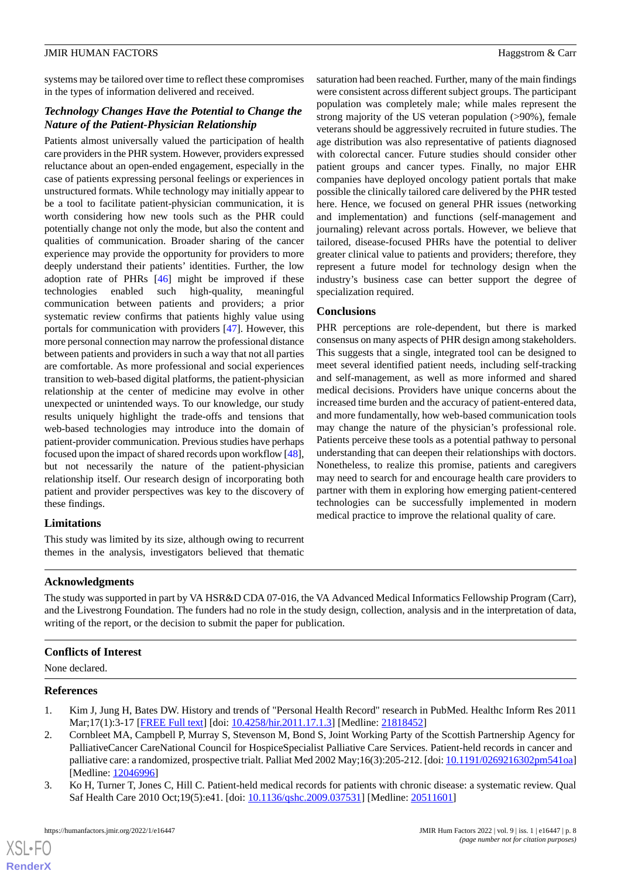systems may be tailored over time to reflect these compromises in the types of information delivered and received.

### *Technology Changes Have the Potential to Change the Nature of the Patient-Physician Relationship*

Patients almost universally valued the participation of health care providers in the PHR system. However, providers expressed reluctance about an open-ended engagement, especially in the case of patients expressing personal feelings or experiences in unstructured formats. While technology may initially appear to be a tool to facilitate patient-physician communication, it is worth considering how new tools such as the PHR could potentially change not only the mode, but also the content and qualities of communication. Broader sharing of the cancer experience may provide the opportunity for providers to more deeply understand their patients' identities. Further, the low adoption rate of PHRs [46] might be improved if these technologies enabled such high-quality, meaningful communication between patients and providers; a prior systematic review confirms that patients highly value using portals for communication with providers [47]. However, this more personal connection may narrow the professional distance between patients and providers in such a way that not all parties are comfortable. As more professional and social experiences transition to web-based digital platforms, the patient-physician relationship at the center of medicine may evolve in other unexpected or unintended ways. To our knowledge, our study results uniquely highlight the trade-offs and tensions that web-based technologies may introduce into the domain of patient-provider communication. Previous studies have perhaps focused upon the impact of shared records upon workflow [48], but not necessarily the nature of the patient-physician relationship itself. Our research design of incorporating both patient and provider perspectives was key to the discovery of these findings.

### Limitations

This study was limited by its size, although owing to recurrent themes in the analysis, investigators believed that thematic saturation had been reached. Further, many of the main findings were consistent across different subject groups. The participant population was completely male; while males represent the strong majority of the US veteran population (>90%), female veterans should be aggressively recruited in future studies. The age distribution was also representative of patients diagnosed with colorectal cancer. Future studies should consider other patient groups and cancer types. Finally, no major EHR companies have deployed oncology patient portals that make possible the clinically tailored care delivered by the PHR tested here. Hence, we focused on general PHR issues (networking and implementation) and functions (self-management and journaling) relevant across portals. However, we believe that tailored, disease-focused PHRs have the potential to deliver greater clinical value to patients and providers; therefore, they represent a future model for technology design when the industry's business case can better support the degree of specialization required.

### Conclusions

PHR perceptions are role-dependent, but there is marked consensus on many aspects of PHR design among stakeholders. This suggests that a single, integrated tool can be designed to meet several identified patient needs, including self-tracking and self-management, as well as more informed and shared medical decisions. Providers have unique concerns about the increased time burden and the accuracy of patient-entered data, and more fundamentally, how web-based communication tools may change the nature of the physician's professional role. Patients perceive these tools as a potential pathway to personal understanding that can deepen their relationships with doctors. Nonetheless, to realize this promise, patients and caregivers may need to search for and encourage health care providers to partner with them in exploring how emerging patient-centered technologies can be successfully implemented in modern medical practice to improve the relational quality of care.

### Acknowledgments

The study was supported in part by VA HSR&D CDA 07-016, the VA Advanced Medical Informatics Fellowship Program (Carr), and the Livestrong Foundation. The funders had no role in the study design, collection, analysis and in the interpretation of data, writing of the report, or the decision to submit the paper for publication.

### Conflicts of Interest

None declared.

### References

1. Kim J, Jung H, Bates DW. History and trends of "Personal Health Record" research in PubMed. Healthc Inform Res 2011 Mar;17(1):3-17 [FREE Full text] [doi: 10.4258/hir.2011.17.1.3] [Medline: 21818452]
2. Cornbleet MA, Campbell P, Murray S, Stevenson M, Bond S, Joint Working Party of the Scottish Partnership Agency for PalliativeCancer CareNational Council for HospiceSpecialist Palliative Care Services. Patient-held records in cancer and palliative care: a randomized, prospective trialt. Palliat Med 2002 May;16(3):205-212. [doi: 10.1191/0269216302pm541oa] [Medline: 12046996]
3. Ko H, Turner T, Jones C, Hill C. Patient-held medical records for patients with chronic disease: a systematic review. Qual Saf Health Care 2010 Oct;19(5):e41. [doi: 10.1136/qshc.2009.037531] [Medline: 20511601]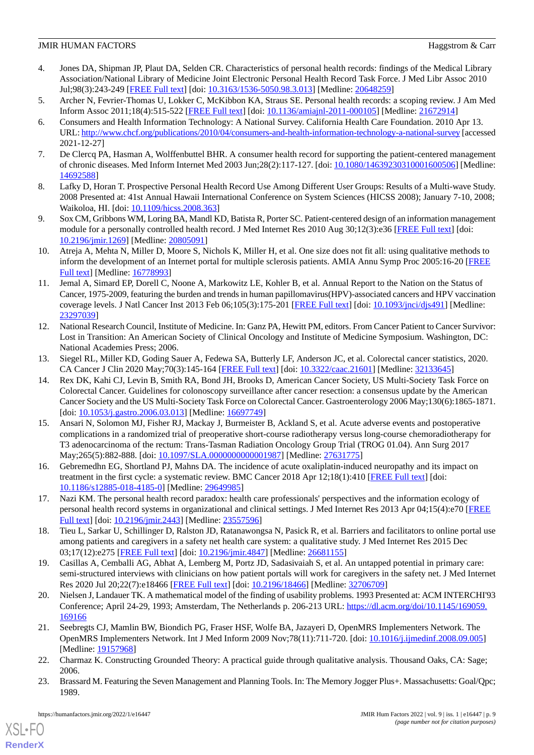4. Jones DA, Shipman JP, Plaut DA, Selden CR. Characteristics of personal health records: findings of the Medical Library Association/National Library of Medicine Joint Electronic Personal Health Record Task Force. J Med Libr Assoc 2010 Jul;98(3):243-249 [FREE Full text] [doi: 10.3163/1536-5050.98.3.013] [Medline: 20648259]
5. Archer N, Fevrier-Thomas U, Lokker C, McKibbon KA, Straus SE. Personal health records: a scoping review. J Am Med Inform Assoc 2011;18(4):515-522 [FREE Full text] [doi: 10.1136/amiajnl-2011-000105] [Medline: 21672914]
6. Consumers and Health Information Technology: A National Survey. California Health Care Foundation. 2010 Apr 13. URL: http://www.chcf.org/publications/2010/04/consumers-and-health-information-technology-a-national-survey [accessed 2021-12-27]
7. De Clercq PA, Hasman A, Wolffenbuttel BHR. A consumer health record for supporting the patient-centered management of chronic diseases. Med Inform Internet Med 2003 Jun;28(2):117-127. [doi: 10.1080/14639230310001600506] [Medline: 14692588]
8. Lafky D, Horan T. Prospective Personal Health Record Use Among Different User Groups: Results of a Multi-wave Study. 2008 Presented at: 41st Annual Hawaii International Conference on System Sciences (HICSS 2008); January 7-10, 2008; Waikoloa, HI. [doi: 10.1109/hicss.2008.363]
9. Sox CM, Gribbons WM, Loring BA, Mandl KD, Batista R, Porter SC. Patient-centered design of an information management module for a personally controlled health record. J Med Internet Res 2010 Aug 30;12(3):e36 [FREE Full text] [doi: 10.2196/jmir.1269] [Medline: 20805091]
10. Atreja A, Mehta N, Miller D, Moore S, Nichols K, Miller H, et al. One size does not fit all: using qualitative methods to inform the development of an Internet portal for multiple sclerosis patients. AMIA Annu Symp Proc 2005:16-20 [FREE Full text] [Medline: 16778993]
11. Jemal A, Simard EP, Dorell C, Noone A, Markowitz LE, Kohler B, et al. Annual Report to the Nation on the Status of Cancer, 1975-2009, featuring the burden and trends in human papillomavirus(HPV)-associated cancers and HPV vaccination coverage levels. J Natl Cancer Inst 2013 Feb 06;105(3):175-201 [FREE Full text] [doi: 10.1093/jnci/djs491] [Medline: 23297039]
12. National Research Council, Institute of Medicine. In: Ganz PA, Hewitt PM, editors. From Cancer Patient to Cancer Survivor: Lost in Transition: An American Society of Clinical Oncology and Institute of Medicine Symposium. Washington, DC: National Academies Press; 2006.
13. Siegel RL, Miller KD, Goding Sauer A, Fedewa SA, Butterly LF, Anderson JC, et al. Colorectal cancer statistics, 2020. CA Cancer J Clin 2020 May;70(3):145-164 [FREE Full text] [doi: 10.3322/caac.21601] [Medline: 32133645]
14. Rex DK, Kahi CJ, Levin B, Smith RA, Bond JH, Brooks D, American Cancer Society, US Multi-Society Task Force on Colorectal Cancer. Guidelines for colonoscopy surveillance after cancer resection: a consensus update by the American Cancer Society and the US Multi-Society Task Force on Colorectal Cancer. Gastroenterology 2006 May;130(6):1865-1871. [doi: 10.1053/j.gastro.2006.03.013] [Medline: 16697749]
15. Ansari N, Solomon MJ, Fisher RJ, Mackay J, Burmeister B, Ackland S, et al. Acute adverse events and postoperative complications in a randomized trial of preoperative short-course radiotherapy versus long-course chemoradiotherapy for T3 adenocarcinoma of the rectum: Trans-Tasman Radiation Oncology Group Trial (TROG 01.04). Ann Surg 2017 May;265(5):882-888. [doi: 10.1097/SLA.0000000000001987] [Medline: 27631775]
16. Gebremedhn EG, Shortland PJ, Mahns DA. The incidence of acute oxaliplatin-induced neuropathy and its impact on treatment in the first cycle: a systematic review. BMC Cancer 2018 Apr 12;18(1):410 [FREE Full text] [doi: 10.1186/s12885-018-4185-0] [Medline: 29649985]
17. Nazi KM. The personal health record paradox: health care professionals' perspectives and the information ecology of personal health record systems in organizational and clinical settings. J Med Internet Res 2013 Apr 04;15(4):e70 [FREE Full text] [doi: 10.2196/jmir.2443] [Medline: 23557596]
18. Tieu L, Sarkar U, Schillinger D, Ralston JD, Ratanawongsa N, Pasick R, et al. Barriers and facilitators to online portal use among patients and caregivers in a safety net health care system: a qualitative study. J Med Internet Res 2015 Dec 03;17(12):e275 [FREE Full text] [doi: 10.2196/jmir.4847] [Medline: 26681155]
19. Casillas A, Cemballi AG, Abhat A, Lemberg M, Portz JD, Sadasivaiah S, et al. An untapped potential in primary care: semi-structured interviews with clinicians on how patient portals will work for caregivers in the safety net. J Med Internet Res 2020 Jul 20;22(7):e18466 [FREE Full text] [doi: 10.2196/18466] [Medline: 32706709]
20. Nielsen J, Landauer TK. A mathematical model of the finding of usability problems. 1993 Presented at: ACM INTERCHI'93 Conference; April 24-29, 1993; Amsterdam, The Netherlands p. 206-213 URL: https://dl.acm.org/doi/10.1145/169059.169166
21. Seebregts CJ, Mamlin BW, Biondich PG, Fraser HSF, Wolfe BA, Jazayeri D, OpenMRS Implementers Network. The OpenMRS Implementers Network. Int J Med Inform 2009 Nov;78(11):711-720. [doi: 10.1016/j.ijmedinf.2008.09.005] [Medline: 19157968]
22. Charmaz K. Constructing Grounded Theory: A practical guide through qualitative analysis. Thousand Oaks, CA: Sage; 2006.
23. Brassard M. Featuring the Seven Management and Planning Tools. In: The Memory Jogger Plus+. Massachusetts: Goal/Qpc; 1989.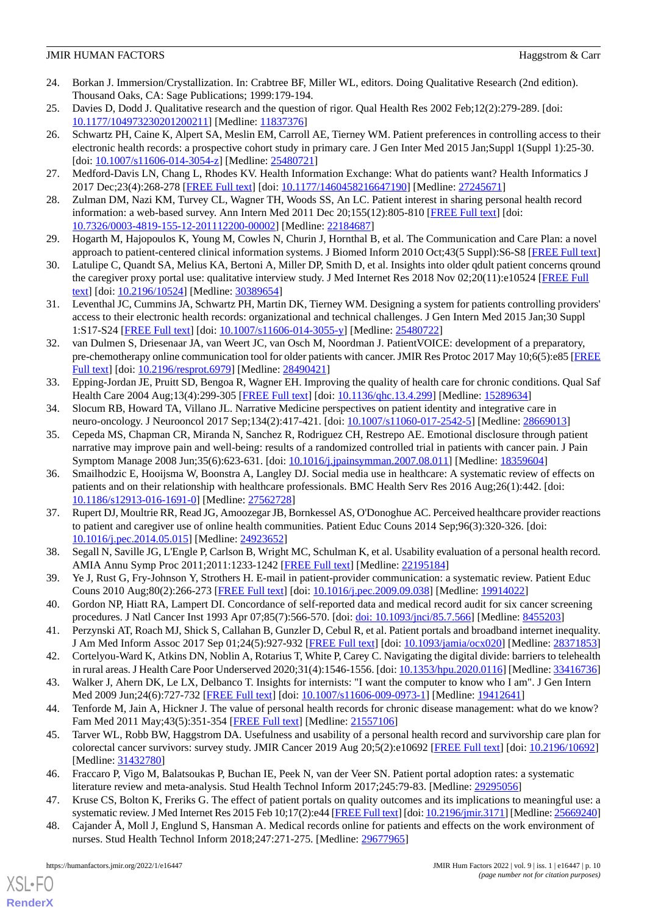24. Borkan J. Immersion/Crystallization. In: Crabtree BF, Miller WL, editors. Doing Qualitative Research (2nd edition). Thousand Oaks, CA: Sage Publications; 1999:179-194.
25. Davies D, Dodd J. Qualitative research and the question of rigor. Qual Health Res 2002 Feb;12(2):279-289. [doi: 10.1177/104973230201200211] [Medline: 11837376]
26. Schwartz PH, Caine K, Alpert SA, Meslin EM, Carroll AE, Tierney WM. Patient preferences in controlling access to their electronic health records: a prospective cohort study in primary care. J Gen Inter Med 2015 Jan;Suppl 1(Suppl 1):25-30. [doi: 10.1007/s11606-014-3054-z] [Medline: 25480721]
27. Medford-Davis LN, Chang L, Rhodes KV. Health Information Exchange: What do patients want? Health Informatics J 2017 Dec;23(4):268-278 [FREE Full text] [doi: 10.1177/1460458216647190] [Medline: 27245671]
28. Zulman DM, Nazi KM, Turvey CL, Wagner TH, Woods SS, An LC. Patient interest in sharing personal health record information: a web-based survey. Ann Intern Med 2011 Dec 20;155(12):805-810 [FREE Full text] [doi: 10.7326/0003-4819-155-12-201112200-00002] [Medline: 22184687]
29. Hogarth M, Hajopoulos K, Young M, Cowles N, Churin J, Hornthal B, et al. The Communication and Care Plan: a novel approach to patient-centered clinical information systems. J Biomed Inform 2010 Oct;43(5 Suppl):S6-S8 [FREE Full text]
30. Latulipe C, Quandt SA, Melius KA, Bertoni A, Miller DP, Smith D, et al. Insights into older qdult patient concerns qround the caregiver proxy portal use: qualitative interview study. J Med Internet Res 2018 Nov 02;20(11):e10524 [FREE Full text] [doi: 10.2196/10524] [Medline: 30389654]
31. Leventhal JC, Cummins JA, Schwartz PH, Martin DK, Tierney WM. Designing a system for patients controlling providers' access to their electronic health records: organizational and technical challenges. J Gen Intern Med 2015 Jan;30 Suppl 1:S17-S24 [FREE Full text] [doi: 10.1007/s11606-014-3055-y] [Medline: 25480722]
32. van Dulmen S, Driesenaar JA, van Weert JC, van Osch M, Noordman J. PatientVOICE: development of a preparatory, pre-chemotherapy online communication tool for older patients with cancer. JMIR Res Protoc 2017 May 10;6(5):e85 [FREE Full text] [doi: 10.2196/resprot.6979] [Medline: 28490421]
33. Epping-Jordan JE, Pruitt SD, Bengoa R, Wagner EH. Improving the quality of health care for chronic conditions. Qual Saf Health Care 2004 Aug;13(4):299-305 [FREE Full text] [doi: 10.1136/qhc.13.4.299] [Medline: 15289634]
34. Slocum RB, Howard TA, Villano JL. Narrative Medicine perspectives on patient identity and integrative care in neuro-oncology. J Neurooncol 2017 Sep;134(2):417-421. [doi: 10.1007/s11060-017-2542-5] [Medline: 28669013]
35. Cepeda MS, Chapman CR, Miranda N, Sanchez R, Rodriguez CH, Restrepo AE. Emotional disclosure through patient narrative may improve pain and well-being: results of a randomized controlled trial in patients with cancer pain. J Pain Symptom Manage 2008 Jun;35(6):623-631. [doi: 10.1016/j.jpainsymman.2007.08.011] [Medline: 18359604]
36. Smailhodzic E, Hooijsma W, Boonstra A, Langley DJ. Social media use in healthcare: A systematic review of effects on patients and on their relationship with healthcare professionals. BMC Health Serv Res 2016 Aug;26(1):442. [doi: 10.1186/s12913-016-1691-0] [Medline: 27562728]
37. Rupert DJ, Moultrie RR, Read JG, Amoozegar JB, Bornkessel AS, O'Donoghue AC. Perceived healthcare provider reactions to patient and caregiver use of online health communities. Patient Educ Couns 2014 Sep;96(3):320-326. [doi: 10.1016/j.pec.2014.05.015] [Medline: 24923652]
38. Segall N, Saville JG, L'Engle P, Carlson B, Wright MC, Schulman K, et al. Usability evaluation of a personal health record. AMIA Annu Symp Proc 2011;2011:1233-1242 [FREE Full text] [Medline: 22195184]
39. Ye J, Rust G, Fry-Johnson Y, Strothers H. E-mail in patient-provider communication: a systematic review. Patient Educ Couns 2010 Aug;80(2):266-273 [FREE Full text] [doi: 10.1016/j.pec.2009.09.038] [Medline: 19914022]
40. Gordon NP, Hiatt RA, Lampert DI. Concordance of self-reported data and medical record audit for six cancer screening procedures. J Natl Cancer Inst 1993 Apr 07;85(7):566-570. [doi: doi: 10.1093/jnci/85.7.566] [Medline: 8455203]
41. Perzynski AT, Roach MJ, Shick S, Callahan B, Gunzler D, Cebul R, et al. Patient portals and broadband internet inequality. J Am Med Inform Assoc 2017 Sep 01;24(5):927-932 [FREE Full text] [doi: 10.1093/jamia/ocx020] [Medline: 28371853]
42. Cortelyou-Ward K, Atkins DN, Noblin A, Rotarius T, White P, Carey C. Navigating the digital divide: barriers to telehealth in rural areas. J Health Care Poor Underserved 2020;31(4):1546-1556. [doi: 10.1353/hpu.2020.0116] [Medline: 33416736]
43. Walker J, Ahern DK, Le LX, Delbanco T. Insights for internists: "I want the computer to know who I am". J Gen Intern Med 2009 Jun;24(6):727-732 [FREE Full text] [doi: 10.1007/s11606-009-0973-1] [Medline: 19412641]
44. Tenforde M, Jain A, Hickner J. The value of personal health records for chronic disease management: what do we know? Fam Med 2011 May;43(5):351-354 [FREE Full text] [Medline: 21557106]
45. Tarver WL, Robb BW, Haggstrom DA. Usefulness and usability of a personal health record and survivorship care plan for colorectal cancer survivors: survey study. JMIR Cancer 2019 Aug 20;5(2):e10692 [FREE Full text] [doi: 10.2196/10692] [Medline: 31432780]
46. Fraccaro P, Vigo M, Balatsoukas P, Buchan IE, Peek N, van der Veer SN. Patient portal adoption rates: a systematic literature review and meta-analysis. Stud Health Technol Inform 2017;245:79-83. [Medline: 29295056]
47. Kruse CS, Bolton K, Freriks G. The effect of patient portals on quality outcomes and its implications to meaningful use: a systematic review. J Med Internet Res 2015 Feb 10;17(2):e44 [FREE Full text] [doi: 10.2196/jmir.3171] [Medline: 25669240]
48. Cajander Å, Moll J, Englund S, Hansman A. Medical records online for patients and effects on the work environment of nurses. Stud Health Technol Inform 2018;247:271-275. [Medline: 29677965]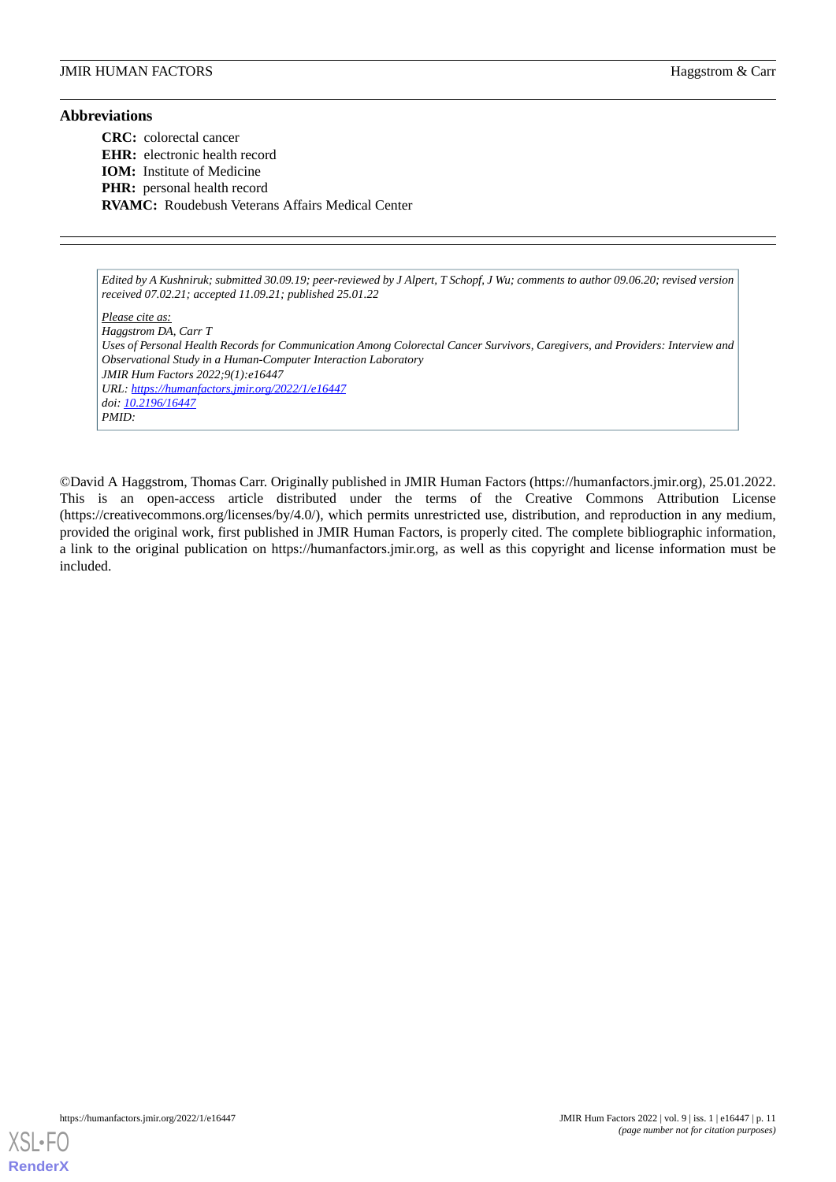## Abbreviations

**CRC:** colorectal cancer
**EHR:** electronic health record
**IOM:** Institute of Medicine
**PHR:** personal health record
**RVAMC:** Roudebush Veterans Affairs Medical Center

---

*Edited by A Kushniruk; submitted 30.09.19; peer-reviewed by J Alpert, T Schopf, J Wu; comments to author 09.06.20; revised version received 07.02.21; accepted 11.09.21; published 25.01.22*

*Please cite as:*
*Haggstrom DA, Carr T*
*Uses of Personal Health Records for Communication Among Colorectal Cancer Survivors, Caregivers, and Providers: Interview and Observational Study in a Human-Computer Interaction Laboratory*
*JMIR Hum Factors 2022;9(1):e16447*
*URL: [https://humanfactors.jmir.org/2022/1/e16447](https://humanfactors.jmir.org/2022/1/e16447)*
*doi: [10.2196/16447](https://doi.org/10.2196/16447)*
*PMID:*

©David A Haggstrom, Thomas Carr. Originally published in JMIR Human Factors (https://humanfactors.jmir.org), 25.01.2022. This is an open-access article distributed under the terms of the Creative Commons Attribution License (https://creativecommons.org/licenses/by/4.0/), which permits unrestricted use, distribution, and reproduction in any medium, provided the original work, first published in JMIR Human Factors, is properly cited. The complete bibliographic information, a link to the original publication on https://humanfactors.jmir.org, as well as this copyright and license information must be included.